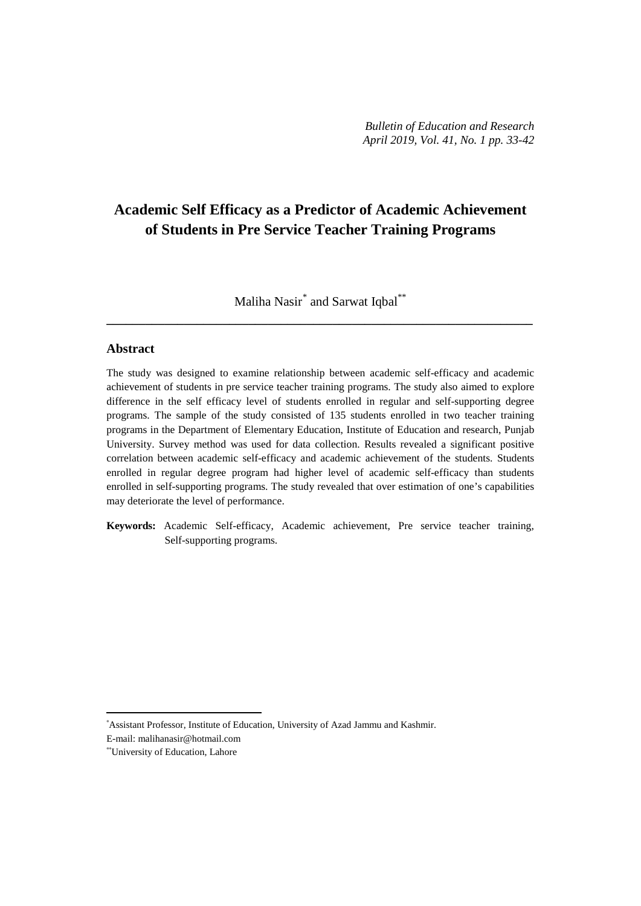# Academic Self Efficacy as a Predictor of Academic Achievement of Students in Pre Service Teacher Training Programs

Maliha Nasir[*] and Sarwat Iqbal[**]

---

## Abstract

The study was designed to examine relationship between academic self-efficacy and academic achievement of students in pre service teacher training programs. The study also aimed to explore difference in the self efficacy level of students enrolled in regular and self-supporting degree programs. The sample of the study consisted of 135 students enrolled in two teacher training programs in the Department of Elementary Education, Institute of Education and research, Punjab University. Survey method was used for data collection. Results revealed a significant positive correlation between academic self-efficacy and academic achievement of the students. Students enrolled in regular degree program had higher level of academic self-efficacy than students enrolled in self-supporting programs. The study revealed that over estimation of one's capabilities may deteriorate the level of performance.

**Keywords:** Academic Self-efficacy, Academic achievement, Pre service teacher training, Self-supporting programs.

---

[*]Assistant Professor, Institute of Education, University of Azad Jammu and Kashmir. E-mail: malihanasir@hotmail.com

[**]University of Education, Lahore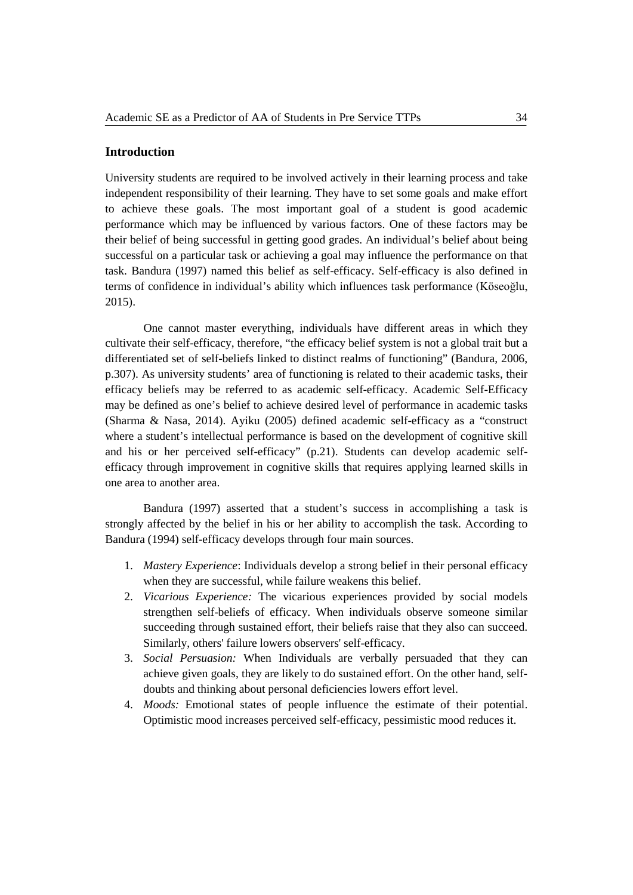## Introduction

University students are required to be involved actively in their learning process and take independent responsibility of their learning. They have to set some goals and make effort to achieve these goals. The most important goal of a student is good academic performance which may be influenced by various factors. One of these factors may be their belief of being successful in getting good grades. An individual's belief about being successful on a particular task or achieving a goal may influence the performance on that task. Bandura (1997) named this belief as self-efficacy. Self-efficacy is also defined in terms of confidence in individual's ability which influences task performance (Köseoğlu, 2015).

One cannot master everything, individuals have different areas in which they cultivate their self-efficacy, therefore, "the efficacy belief system is not a global trait but a differentiated set of self-beliefs linked to distinct realms of functioning" (Bandura, 2006, p.307). As university students' area of functioning is related to their academic tasks, their efficacy beliefs may be referred to as academic self-efficacy. Academic Self-Efficacy may be defined as one's belief to achieve desired level of performance in academic tasks (Sharma & Nasa, 2014). Ayiku (2005) defined academic self-efficacy as a "construct where a student's intellectual performance is based on the development of cognitive skill and his or her perceived self-efficacy" (p.21). Students can develop academic self-efficacy through improvement in cognitive skills that requires applying learned skills in one area to another area.

Bandura (1997) asserted that a student's success in accomplishing a task is strongly affected by the belief in his or her ability to accomplish the task. According to Bandura (1994) self-efficacy develops through four main sources.

1. *Mastery Experience*: Individuals develop a strong belief in their personal efficacy when they are successful, while failure weakens this belief.
2. *Vicarious Experience:* The vicarious experiences provided by social models strengthen self-beliefs of efficacy. When individuals observe someone similar succeeding through sustained effort, their beliefs raise that they also can succeed. Similarly, others' failure lowers observers' self-efficacy.
3. *Social Persuasion:* When Individuals are verbally persuaded that they can achieve given goals, they are likely to do sustained effort. On the other hand, self-doubts and thinking about personal deficiencies lowers effort level.
4. *Moods:* Emotional states of people influence the estimate of their potential. Optimistic mood increases perceived self-efficacy, pessimistic mood reduces it.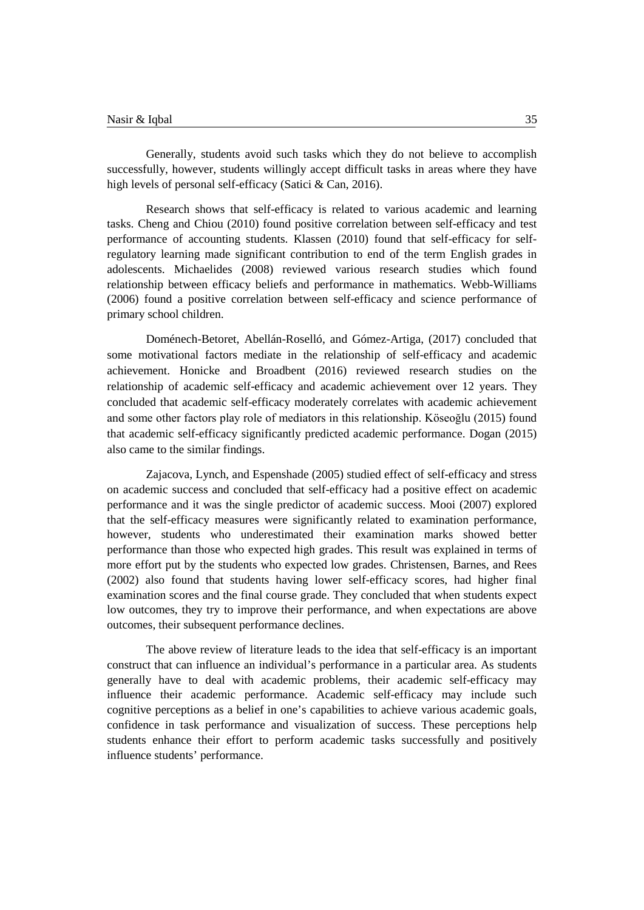Generally, students avoid such tasks which they do not believe to accomplish successfully, however, students willingly accept difficult tasks in areas where they have high levels of personal self-efficacy (Satici & Can, 2016).

Research shows that self-efficacy is related to various academic and learning tasks. Cheng and Chiou (2010) found positive correlation between self-efficacy and test performance of accounting students. Klassen (2010) found that self-efficacy for self-regulatory learning made significant contribution to end of the term English grades in adolescents. Michaelides (2008) reviewed various research studies which found relationship between efficacy beliefs and performance in mathematics. Webb-Williams (2006) found a positive correlation between self-efficacy and science performance of primary school children.

Doménech-Betoret, Abellán-Roselló, and Gómez-Artiga, (2017) concluded that some motivational factors mediate in the relationship of self-efficacy and academic achievement. Honicke and Broadbent (2016) reviewed research studies on the relationship of academic self-efficacy and academic achievement over 12 years. They concluded that academic self-efficacy moderately correlates with academic achievement and some other factors play role of mediators in this relationship. Köseoğlu (2015) found that academic self-efficacy significantly predicted academic performance. Dogan (2015) also came to the similar findings.

Zajacova, Lynch, and Espenshade (2005) studied effect of self-efficacy and stress on academic success and concluded that self-efficacy had a positive effect on academic performance and it was the single predictor of academic success. Mooi (2007) explored that the self-efficacy measures were significantly related to examination performance, however, students who underestimated their examination marks showed better performance than those who expected high grades. This result was explained in terms of more effort put by the students who expected low grades. Christensen, Barnes, and Rees (2002) also found that students having lower self-efficacy scores, had higher final examination scores and the final course grade. They concluded that when students expect low outcomes, they try to improve their performance, and when expectations are above outcomes, their subsequent performance declines.

The above review of literature leads to the idea that self-efficacy is an important construct that can influence an individual's performance in a particular area. As students generally have to deal with academic problems, their academic self-efficacy may influence their academic performance. Academic self-efficacy may include such cognitive perceptions as a belief in one's capabilities to achieve various academic goals, confidence in task performance and visualization of success. These perceptions help students enhance their effort to perform academic tasks successfully and positively influence students' performance.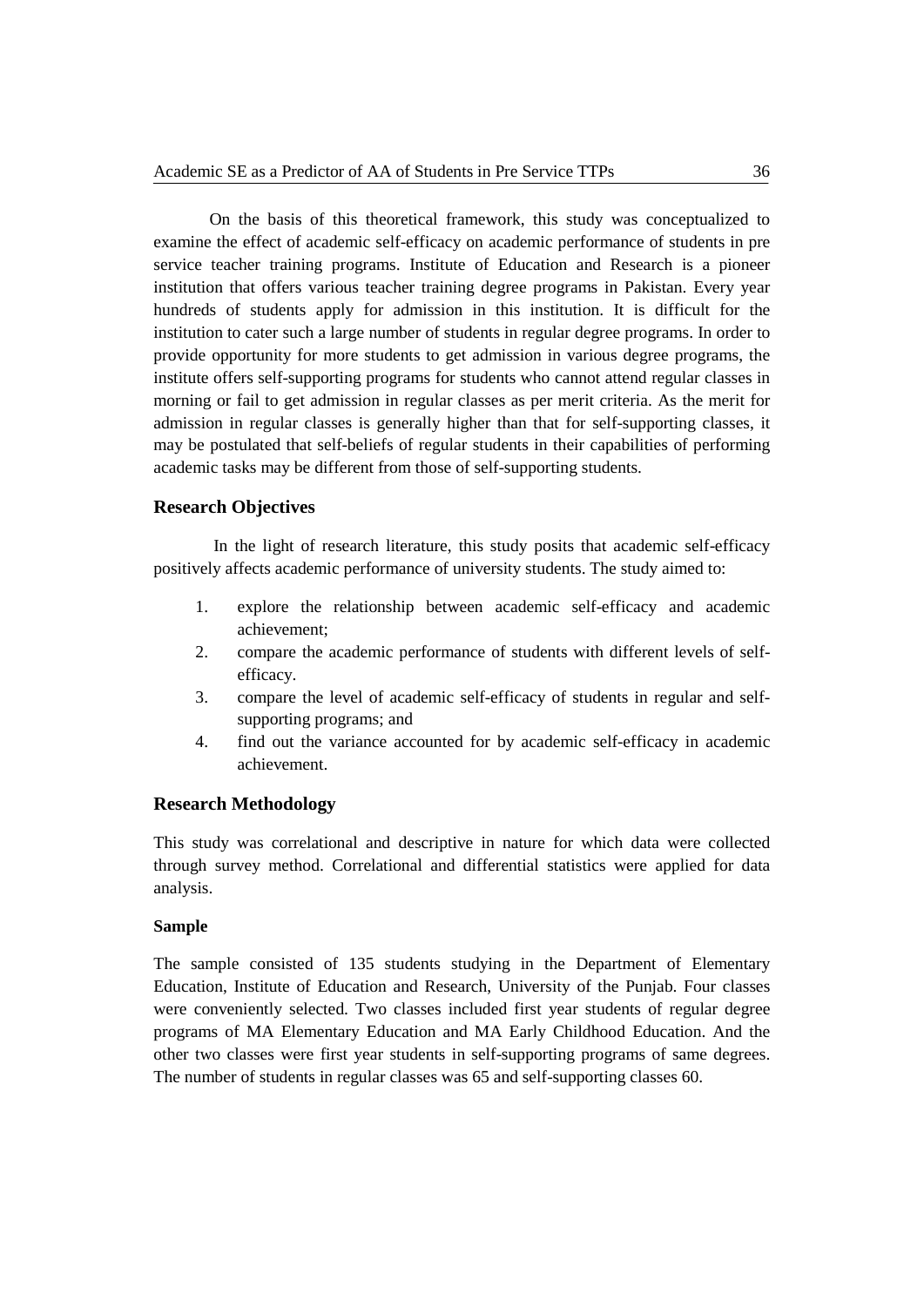On the basis of this theoretical framework, this study was conceptualized to examine the effect of academic self-efficacy on academic performance of students in pre service teacher training programs. Institute of Education and Research is a pioneer institution that offers various teacher training degree programs in Pakistan. Every year hundreds of students apply for admission in this institution. It is difficult for the institution to cater such a large number of students in regular degree programs. In order to provide opportunity for more students to get admission in various degree programs, the institute offers self-supporting programs for students who cannot attend regular classes in morning or fail to get admission in regular classes as per merit criteria. As the merit for admission in regular classes is generally higher than that for self-supporting classes, it may be postulated that self-beliefs of regular students in their capabilities of performing academic tasks may be different from those of self-supporting students.

## Research Objectives

In the light of research literature, this study posits that academic self-efficacy positively affects academic performance of university students. The study aimed to:

1. explore the relationship between academic self-efficacy and academic achievement;
2. compare the academic performance of students with different levels of self-efficacy.
3. compare the level of academic self-efficacy of students in regular and self-supporting programs; and
4. find out the variance accounted for by academic self-efficacy in academic achievement.

## Research Methodology

This study was correlational and descriptive in nature for which data were collected through survey method. Correlational and differential statistics were applied for data analysis.

### Sample

The sample consisted of 135 students studying in the Department of Elementary Education, Institute of Education and Research, University of the Punjab. Four classes were conveniently selected. Two classes included first year students of regular degree programs of MA Elementary Education and MA Early Childhood Education. And the other two classes were first year students in self-supporting programs of same degrees. The number of students in regular classes was 65 and self-supporting classes 60.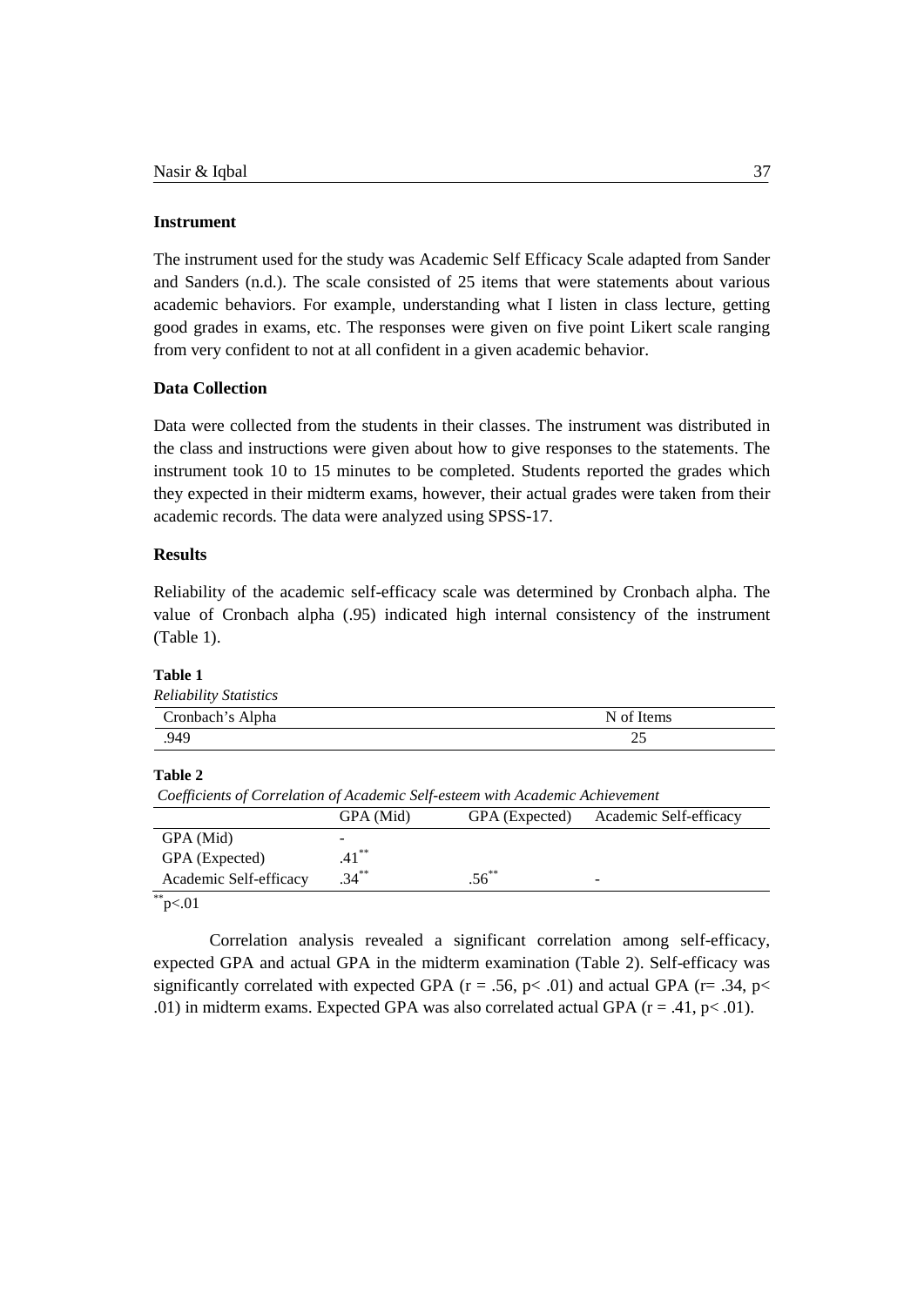### Instrument

The instrument used for the study was Academic Self Efficacy Scale adapted from Sander and Sanders (n.d.). The scale consisted of 25 items that were statements about various academic behaviors. For example, understanding what I listen in class lecture, getting good grades in exams, etc. The responses were given on five point Likert scale ranging from very confident to not at all confident in a given academic behavior.

### Data Collection

Data were collected from the students in their classes. The instrument was distributed in the class and instructions were given about how to give responses to the statements. The instrument took 10 to 15 minutes to be completed. Students reported the grades which they expected in their midterm exams, however, their actual grades were taken from their academic records. The data were analyzed using SPSS-17.

### Results

Reliability of the academic self-efficacy scale was determined by Cronbach alpha. The value of Cronbach alpha (.95) indicated high internal consistency of the instrument (Table 1).

**Table 1**

*Reliability Statistics*

| Cronbach's Alpha | N of Items |
|---|---|
| .949 | 25 |

**Table 2**

*Coefficients of Correlation of Academic Self-esteem with Academic Achievement*

| | GPA (Mid) | GPA (Expected) | Academic Self-efficacy |
|---|---|---|---|
| GPA (Mid) | - | | |
| GPA (Expected) | .41** | | |
| Academic Self-efficacy | .34** | .56** | - |

**p<.01

Correlation analysis revealed a significant correlation among self-efficacy, expected GPA and actual GPA in the midterm examination (Table 2). Self-efficacy was significantly correlated with expected GPA ($r = .56$, $p < .01$) and actual GPA ($r = .34$, $p < .01$) in midterm exams. Expected GPA was also correlated actual GPA ($r = .41$, $p < .01$).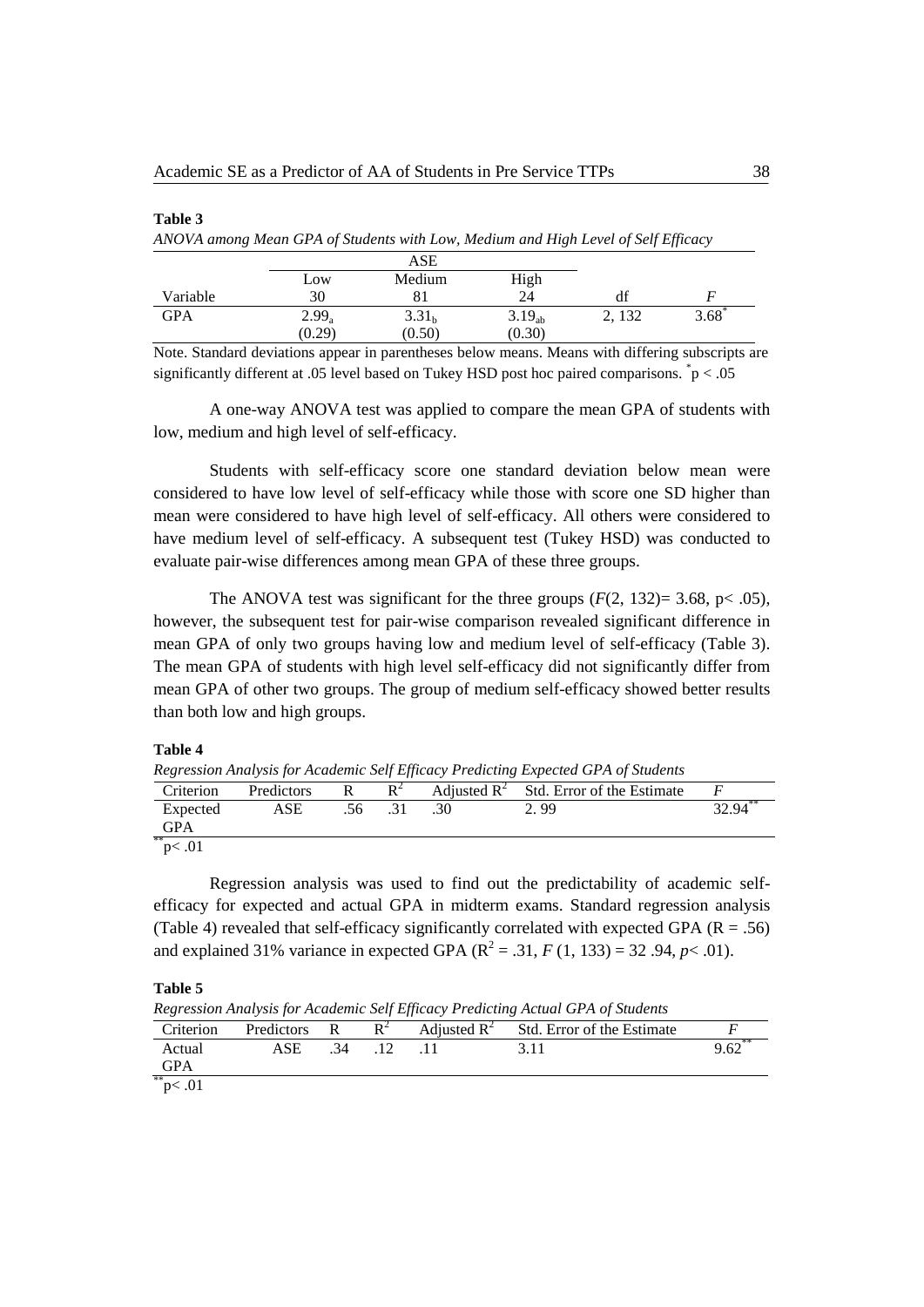**Table 3**

*ANOVA among Mean GPA of Students with Low, Medium and High Level of Self Efficacy*

| | ASE | | | | |
|---|---|---|---|---|---|
| | Low | Medium | High | | |
| Variable | 30 | 81 | 24 | df | *F* |
| GPA | $2.99_a$ (0.29) | $3.31_b$ (0.50) | $3.19_{ab}$ (0.30) | 2, 132 | $3.68^*$ |

Note. Standard deviations appear in parentheses below means. Means with differing subscripts are significantly different at .05 level based on Tukey HSD post hoc paired comparisons. $^*p < .05$

A one-way ANOVA test was applied to compare the mean GPA of students with low, medium and high level of self-efficacy.

Students with self-efficacy score one standard deviation below mean were considered to have low level of self-efficacy while those with score one SD higher than mean were considered to have high level of self-efficacy. All others were considered to have medium level of self-efficacy. A subsequent test (Tukey HSD) was conducted to evaluate pair-wise differences among mean GPA of these three groups.

The ANOVA test was significant for the three groups ($F(2, 132) = 3.68$, $p < .05$), however, the subsequent test for pair-wise comparison revealed significant difference in mean GPA of only two groups having low and medium level of self-efficacy (Table 3). The mean GPA of students with high level self-efficacy did not significantly differ from mean GPA of other two groups. The group of medium self-efficacy showed better results than both low and high groups.

**Table 4**

*Regression Analysis for Academic Self Efficacy Predicting Expected GPA of Students*

| Criterion | Predictors | R | $R^2$ | Adjusted $R^2$ | Std. Error of the Estimate | *F* |
|---|---|---|---|---|---|---|
| Expected GPA | ASE | .56 | .31 | .30 | 2. 99 | $32.94^{**}$ |

$^{**}p < .01$

Regression analysis was used to find out the predictability of academic self-efficacy for expected and actual GPA in midterm exams. Standard regression analysis (Table 4) revealed that self-efficacy significantly correlated with expected GPA ($R = .56$) and explained 31% variance in expected GPA ($R^2 = .31$, $F(1, 133) = 32.94$, $p < .01$).

**Table 5**

*Regression Analysis for Academic Self Efficacy Predicting Actual GPA of Students*

| Criterion | Predictors | R | $R^2$ | Adjusted $R^2$ | Std. Error of the Estimate | *F* |
|---|---|---|---|---|---|---|
| Actual GPA | ASE | .34 | .12 | .11 | 3.11 | $9.62^{**}$ |

$^{**}p < .01$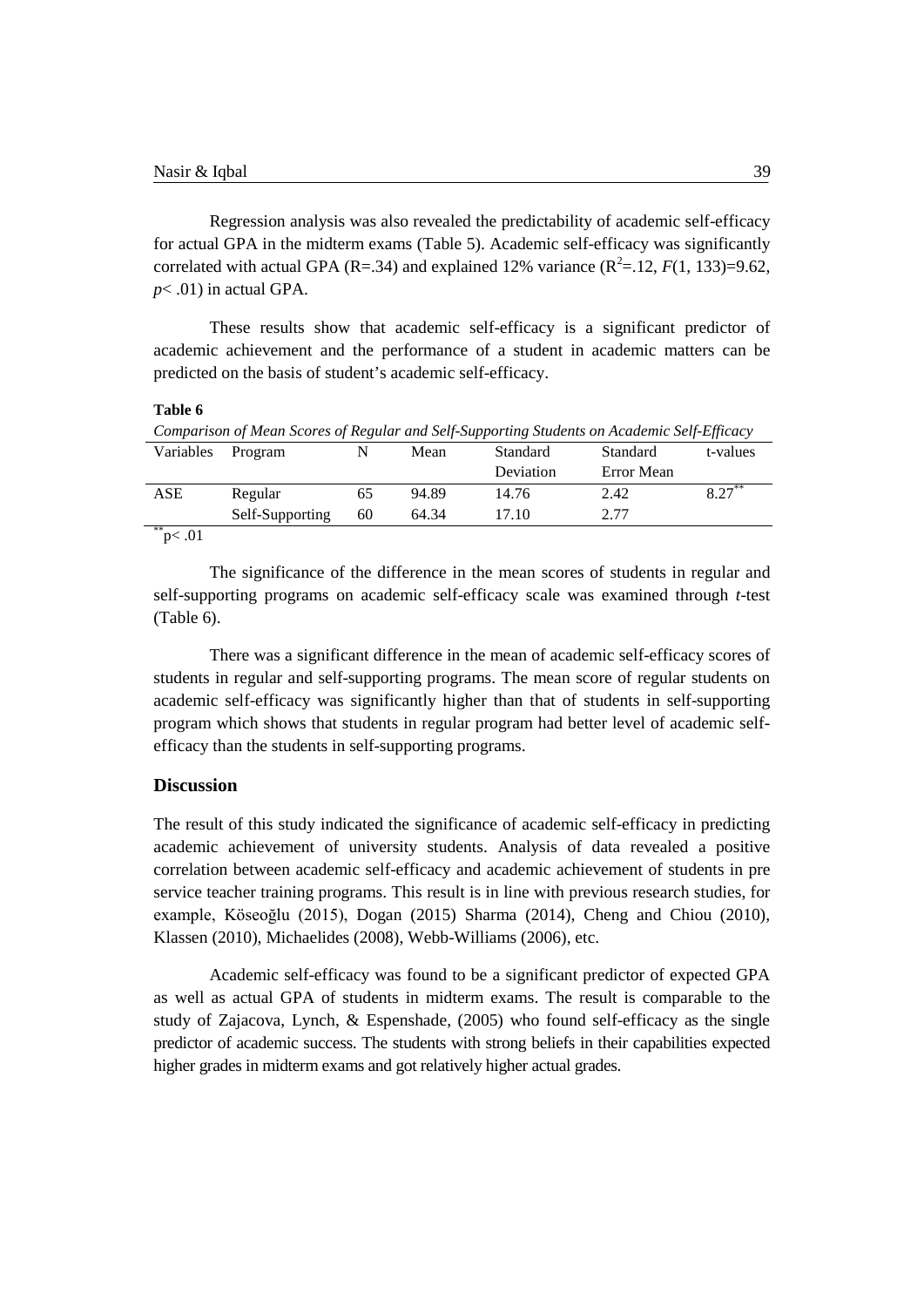Regression analysis was also revealed the predictability of academic self-efficacy for actual GPA in the midterm exams (Table 5). Academic self-efficacy was significantly correlated with actual GPA (R=.34) and explained 12% variance ($R^2$=.12, $F(1, 133)$=9.62, $p$< .01) in actual GPA.

These results show that academic self-efficacy is a significant predictor of academic achievement and the performance of a student in academic matters can be predicted on the basis of student's academic self-efficacy.

**Table 6**

*Comparison of Mean Scores of Regular and Self-Supporting Students on Academic Self-Efficacy*

| Variables | Program | N | Mean | Standard Deviation | Standard Error Mean | t-values |
|---|---|---|---|---|---|---|
| ASE | Regular | 65 | 94.89 | 14.76 | 2.42 | $8.27^{**}$ |
| | Self-Supporting | 60 | 64.34 | 17.10 | 2.77 | |

$^{**}p< .01$

The significance of the difference in the mean scores of students in regular and self-supporting programs on academic self-efficacy scale was examined through *t*-test (Table 6).

There was a significant difference in the mean of academic self-efficacy scores of students in regular and self-supporting programs. The mean score of regular students on academic self-efficacy was significantly higher than that of students in self-supporting program which shows that students in regular program had better level of academic self-efficacy than the students in self-supporting programs.

## Discussion

The result of this study indicated the significance of academic self-efficacy in predicting academic achievement of university students. Analysis of data revealed a positive correlation between academic self-efficacy and academic achievement of students in pre service teacher training programs. This result is in line with previous research studies, for example, Köseoğlu (2015), Dogan (2015) Sharma (2014), Cheng and Chiou (2010), Klassen (2010), Michaelides (2008), Webb-Williams (2006), etc.

Academic self-efficacy was found to be a significant predictor of expected GPA as well as actual GPA of students in midterm exams. The result is comparable to the study of Zajacova, Lynch, & Espenshade, (2005) who found self-efficacy as the single predictor of academic success. The students with strong beliefs in their capabilities expected higher grades in midterm exams and got relatively higher actual grades.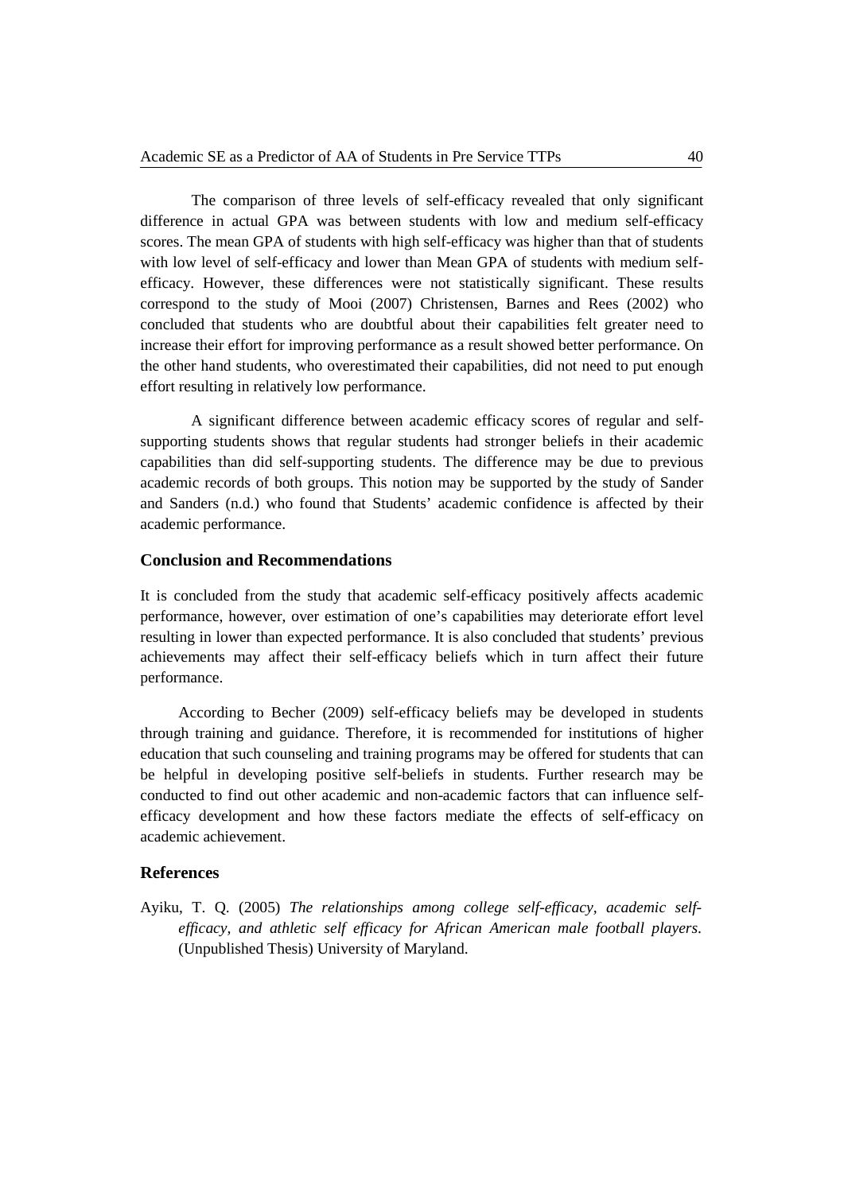The comparison of three levels of self-efficacy revealed that only significant difference in actual GPA was between students with low and medium self-efficacy scores. The mean GPA of students with high self-efficacy was higher than that of students with low level of self-efficacy and lower than Mean GPA of students with medium self-efficacy. However, these differences were not statistically significant. These results correspond to the study of Mooi (2007) Christensen, Barnes and Rees (2002) who concluded that students who are doubtful about their capabilities felt greater need to increase their effort for improving performance as a result showed better performance. On the other hand students, who overestimated their capabilities, did not need to put enough effort resulting in relatively low performance.

A significant difference between academic efficacy scores of regular and self-supporting students shows that regular students had stronger beliefs in their academic capabilities than did self-supporting students. The difference may be due to previous academic records of both groups. This notion may be supported by the study of Sander and Sanders (n.d.) who found that Students' academic confidence is affected by their academic performance.

## Conclusion and Recommendations

It is concluded from the study that academic self-efficacy positively affects academic performance, however, over estimation of one's capabilities may deteriorate effort level resulting in lower than expected performance. It is also concluded that students' previous achievements may affect their self-efficacy beliefs which in turn affect their future performance.

According to Becher (2009) self-efficacy beliefs may be developed in students through training and guidance. Therefore, it is recommended for institutions of higher education that such counseling and training programs may be offered for students that can be helpful in developing positive self-beliefs in students. Further research may be conducted to find out other academic and non-academic factors that can influence self-efficacy development and how these factors mediate the effects of self-efficacy on academic achievement.

## References

Ayiku, T. Q. (2005) *The relationships among college self-efficacy, academic self-efficacy, and athletic self efficacy for African American male football players*. (Unpublished Thesis) University of Maryland.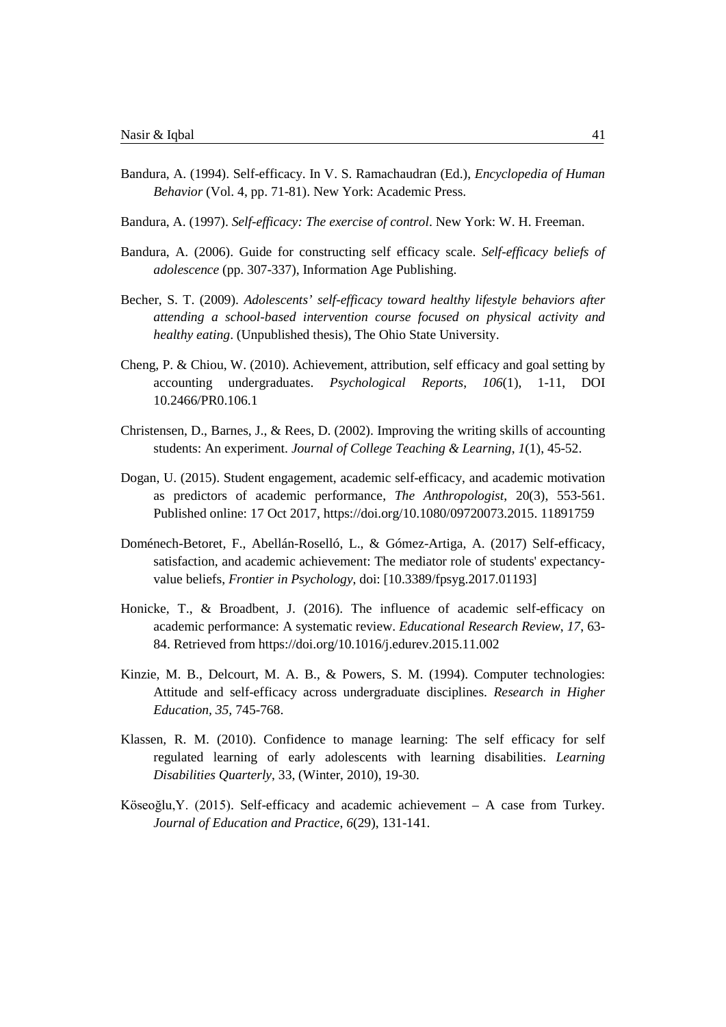Bandura, A. (1994). Self-efficacy. In V. S. Ramachaudran (Ed.), *Encyclopedia of Human Behavior* (Vol. 4, pp. 71-81). New York: Academic Press.

Bandura, A. (1997). *Self-efficacy: The exercise of control*. New York: W. H. Freeman.

Bandura, A. (2006). Guide for constructing self efficacy scale. *Self-efficacy beliefs of adolescence* (pp. 307-337), Information Age Publishing.

Becher, S. T. (2009). *Adolescents' self-efficacy toward healthy lifestyle behaviors after attending a school-based intervention course focused on physical activity and healthy eating*. (Unpublished thesis), The Ohio State University.

Cheng, P. & Chiou, W. (2010). Achievement, attribution, self efficacy and goal setting by accounting undergraduates. *Psychological Reports*, *106*(1), 1-11, DOI 10.2466/PR0.106.1

Christensen, D., Barnes, J., & Rees, D. (2002). Improving the writing skills of accounting students: An experiment. *Journal of College Teaching & Learning*, *1*(1), 45-52.

Dogan, U. (2015). Student engagement, academic self-efficacy, and academic motivation as predictors of academic performance, *The Anthropologist*, 20(3), 553-561. Published online: 17 Oct 2017, https://doi.org/10.1080/09720073.2015. 11891759

Doménech-Betoret, F., Abellán-Roselló, L., & Gómez-Artiga, A. (2017) Self-efficacy, satisfaction, and academic achievement: The mediator role of students' expectancy-value beliefs, *Frontier in Psychology*, doi: [10.3389/fpsyg.2017.01193]

Honicke, T., & Broadbent, J. (2016). The influence of academic self-efficacy on academic performance: A systematic review. *Educational Research Review*, *17*, 63-84. Retrieved from https://doi.org/10.1016/j.edurev.2015.11.002

Kinzie, M. B., Delcourt, M. A. B., & Powers, S. M. (1994). Computer technologies: Attitude and self-efficacy across undergraduate disciplines. *Research in Higher Education, 35,* 745-768.

Klassen, R. M. (2010). Confidence to manage learning: The self efficacy for self regulated learning of early adolescents with learning disabilities. *Learning Disabilities Quarterly*, 33, (Winter, 2010), 19-30.

Köseoğlu,Y. (2015). Self-efficacy and academic achievement – A case from Turkey. *Journal of Education and Practice*, *6*(29), 131-141.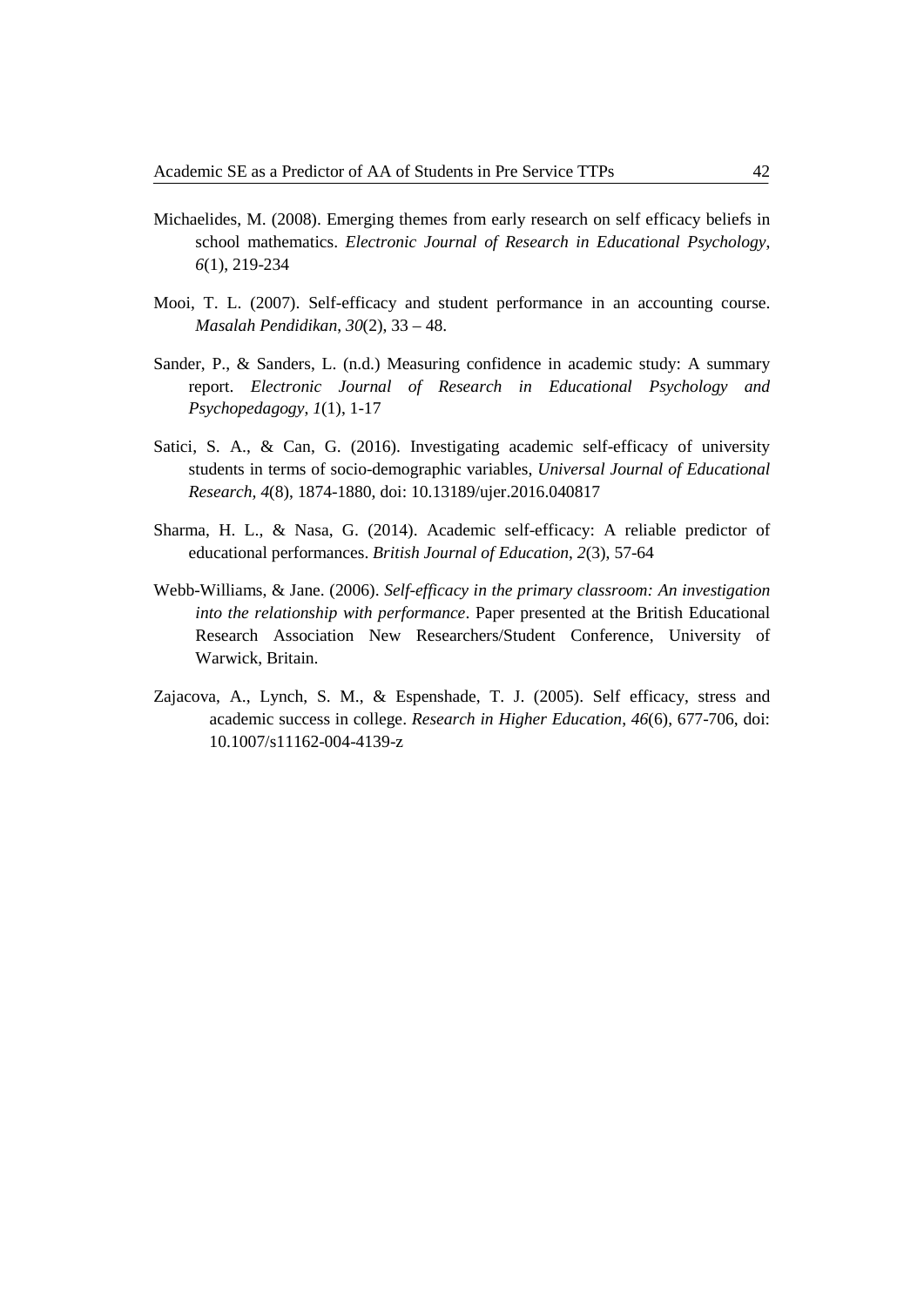Michaelides, M. (2008). Emerging themes from early research on self efficacy beliefs in school mathematics. *Electronic Journal of Research in Educational Psychology*, *6*(1), 219-234

Mooi, T. L. (2007). Self-efficacy and student performance in an accounting course. *Masalah Pendidikan*, *30*(2), 33 – 48.

Sander, P., & Sanders, L. (n.d.) Measuring confidence in academic study: A summary report. *Electronic Journal of Research in Educational Psychology and Psychopedagogy*, *1*(1), 1-17

Satici, S. A., & Can, G. (2016). Investigating academic self-efficacy of university students in terms of socio-demographic variables, *Universal Journal of Educational Research*, *4*(8), 1874-1880, doi: 10.13189/ujer.2016.040817

Sharma, H. L., & Nasa, G. (2014). Academic self-efficacy: A reliable predictor of educational performances. *British Journal of Education*, *2*(3), 57-64

Webb-Williams, & Jane. (2006). *Self-efficacy in the primary classroom: An investigation into the relationship with performance*. Paper presented at the British Educational Research Association New Researchers/Student Conference, University of Warwick, Britain.

Zajacova, A., Lynch, S. M., & Espenshade, T. J. (2005). Self efficacy, stress and academic success in college. *Research in Higher Education*, *46*(6), 677-706, doi: 10.1007/s11162-004-4139-z